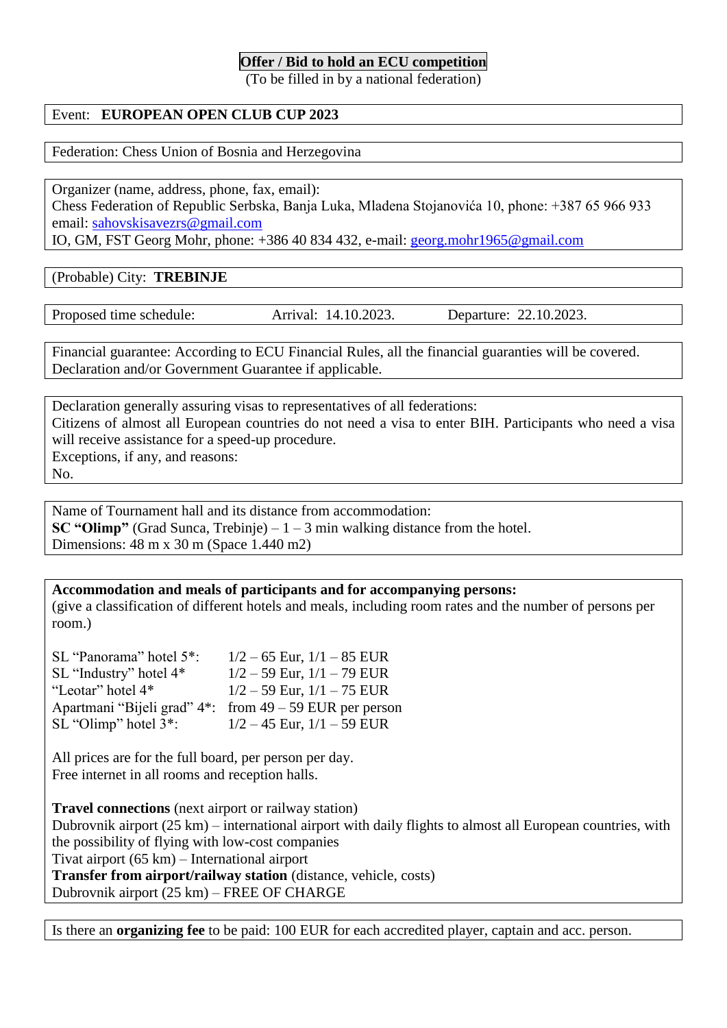# Offer / Bid to hold an ECU competition

(To be filled in by a national federation)

Event: **EUROPEAN OPEN CLUB CUP 2023**

Federation: Chess Union of Bosnia and Herzegovina

Organizer (name, address, phone, fax, email):
Chess Federation of Republic Serbska, Banja Luka, Mladena Stojanovića 10, phone: +387 65 966 933
email: sahovskisavezrs@gmail.com
IO, GM, FST Georg Mohr, phone: +386 40 834 432, e-mail: georg.mohr1965@gmail.com

(Probable) City: **TREBINJE**

Proposed time schedule: Arrival: 14.10.2023. Departure: 22.10.2023.

Financial guarantee: According to ECU Financial Rules, all the financial guaranties will be covered.
Declaration and/or Government Guarantee if applicable.

Declaration generally assuring visas to representatives of all federations:
Citizens of almost all European countries do not need a visa to enter BIH. Participants who need a visa will receive assistance for a speed-up procedure.
Exceptions, if any, and reasons:
No.

Name of Tournament hall and its distance from accommodation:
**SC "Olimp"** (Grad Sunca, Trebinje) – 1 – 3 min walking distance from the hotel.
Dimensions: 48 m x 30 m (Space 1.440 m2)

**Accommodation and meals of participants and for accompanying persons:**
(give a classification of different hotels and meals, including room rates and the number of persons per room.)

| | |
|---|---|
| SL "Panorama" hotel 5*: | 1/2 – 65 Eur, 1/1 – 85 EUR |
| SL "Industry" hotel 4* | 1/2 – 59 Eur, 1/1 – 79 EUR |
| "Leotar" hotel 4* | 1/2 – 59 Eur, 1/1 – 75 EUR |
| Apartmani "Bijeli grad" 4*: | from 49 – 59 EUR per person |
| SL "Olimp" hotel 3*: | 1/2 – 45 Eur, 1/1 – 59 EUR |

All prices are for the full board, per person per day.
Free internet in all rooms and reception halls.

**Travel connections** (next airport or railway station)
Dubrovnik airport (25 km) – international airport with daily flights to almost all European countries, with the possibility of flying with low-cost companies
Tivat airport (65 km) – International airport
**Transfer from airport/railway station** (distance, vehicle, costs)
Dubrovnik airport (25 km) – FREE OF CHARGE

Is there an **organizing fee** to be paid: 100 EUR for each accredited player, captain and acc. person.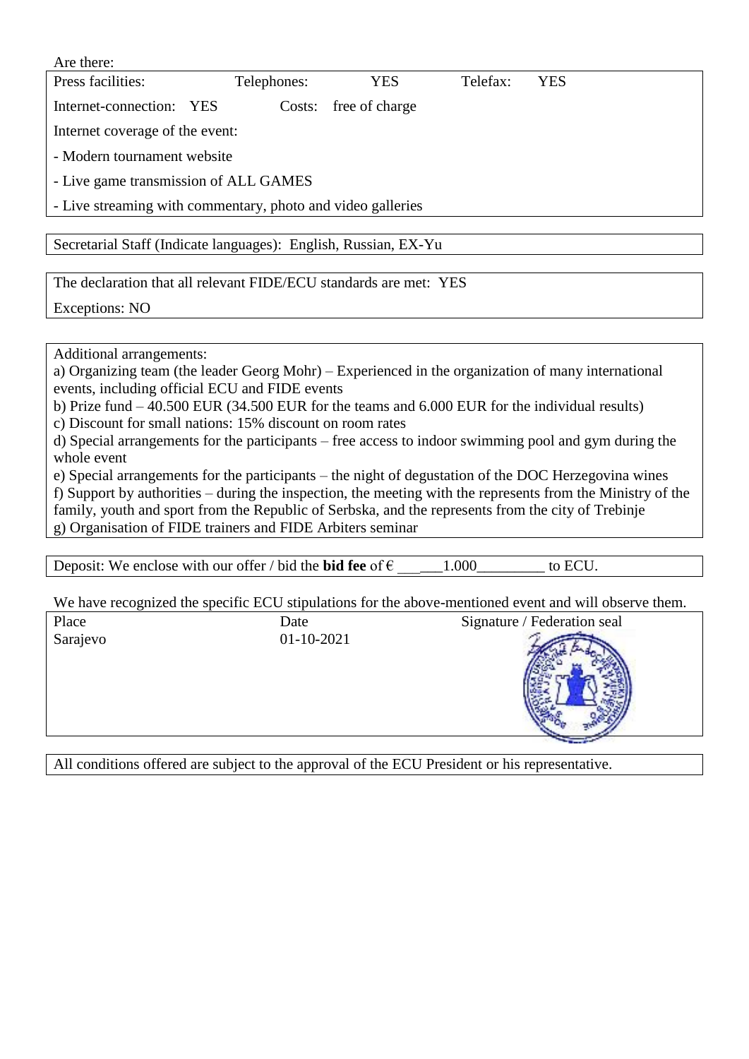Are there:

| | | | | | |
|---|---|---|---|---|---|
| Press facilities: | Telephones: | YES | Telefax: | YES | |
| Internet-connection: YES | Costs: | free of charge | | | |

Internet coverage of the event:

- Modern tournament website
- Live game transmission of ALL GAMES
- Live streaming with commentary, photo and video galleries

Secretarial Staff (Indicate languages): English, Russian, EX-Yu

The declaration that all relevant FIDE/ECU standards are met: YES

Exceptions: NO

Additional arrangements:

a) Organizing team (the leader Georg Mohr) – Experienced in the organization of many international events, including official ECU and FIDE events

b) Prize fund – 40.500 EUR (34.500 EUR for the teams and 6.000 EUR for the individual results)

c) Discount for small nations: 15% discount on room rates

d) Special arrangements for the participants – free access to indoor swimming pool and gym during the whole event

e) Special arrangements for the participants – the night of degustation of the DOC Herzegovina wines

f) Support by authorities – during the inspection, the meeting with the represents from the Ministry of the family, youth and sport from the Republic of Serbska, and the represents from the city of Trebinje

g) Organisation of FIDE trainers and FIDE Arbiters seminar

Deposit: We enclose with our offer / bid the **bid fee** of € ______1.000_________ to ECU.

We have recognized the specific ECU stipulations for the above-mentioned event and will observe them.

| Place | Date | Signature / Federation seal |
|---|---|---|
| Sarajevo | 01-10-2021 | |

All conditions offered are subject to the approval of the ECU President or his representative.